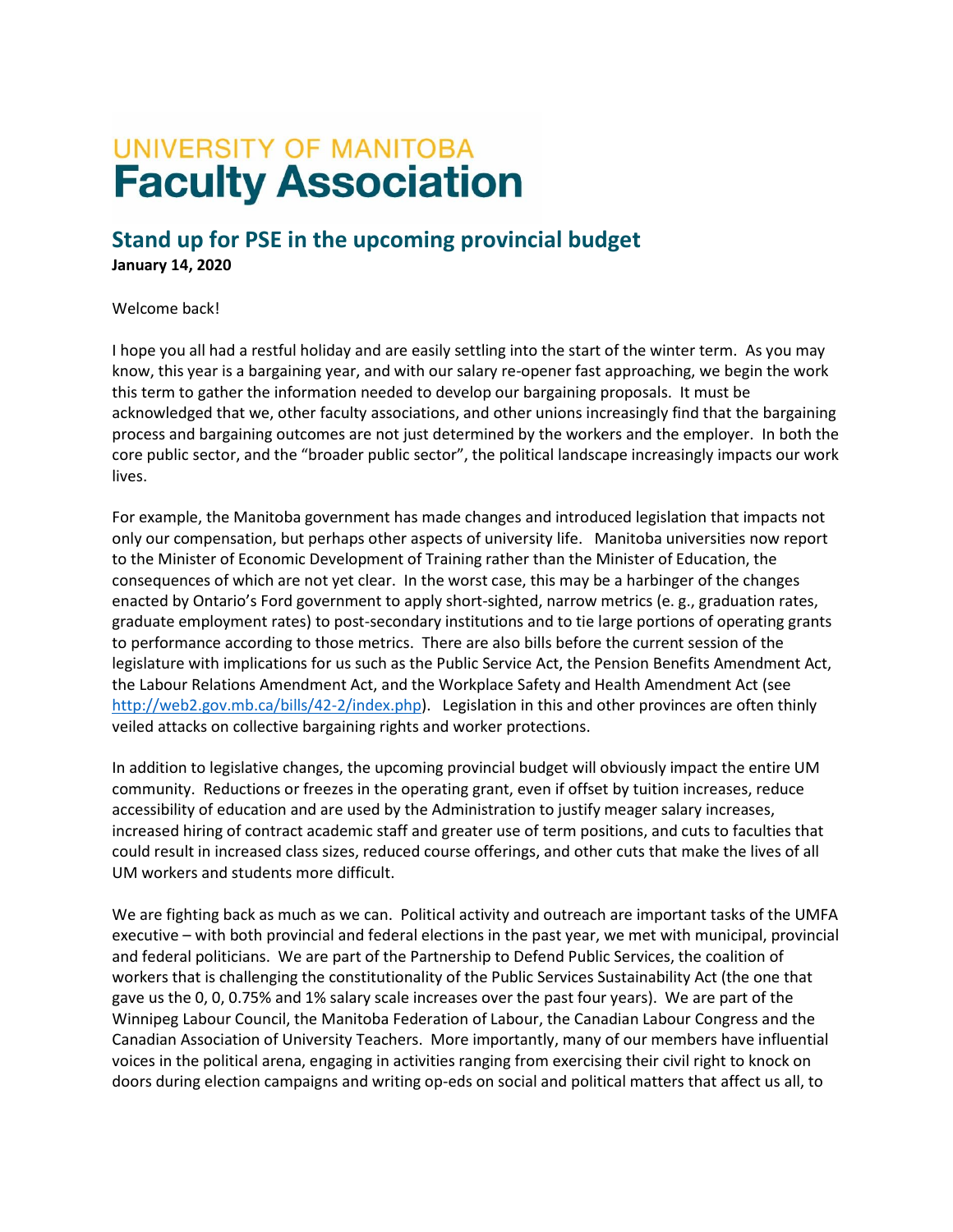UNIVERSITY OF MANITOBA
**Faculty Association**

## Stand up for PSE in the upcoming provincial budget

**January 14, 2020**

Welcome back!

I hope you all had a restful holiday and are easily settling into the start of the winter term. As you may know, this year is a bargaining year, and with our salary re-opener fast approaching, we begin the work this term to gather the information needed to develop our bargaining proposals. It must be acknowledged that we, other faculty associations, and other unions increasingly find that the bargaining process and bargaining outcomes are not just determined by the workers and the employer. In both the core public sector, and the "broader public sector", the political landscape increasingly impacts our work lives.

For example, the Manitoba government has made changes and introduced legislation that impacts not only our compensation, but perhaps other aspects of university life. Manitoba universities now report to the Minister of Economic Development of Training rather than the Minister of Education, the consequences of which are not yet clear. In the worst case, this may be a harbinger of the changes enacted by Ontario's Ford government to apply short-sighted, narrow metrics (e. g., graduation rates, graduate employment rates) to post-secondary institutions and to tie large portions of operating grants to performance according to those metrics. There are also bills before the current session of the legislature with implications for us such as the Public Service Act, the Pension Benefits Amendment Act, the Labour Relations Amendment Act, and the Workplace Safety and Health Amendment Act (see http://web2.gov.mb.ca/bills/42-2/index.php). Legislation in this and other provinces are often thinly veiled attacks on collective bargaining rights and worker protections.

In addition to legislative changes, the upcoming provincial budget will obviously impact the entire UM community. Reductions or freezes in the operating grant, even if offset by tuition increases, reduce accessibility of education and are used by the Administration to justify meager salary increases, increased hiring of contract academic staff and greater use of term positions, and cuts to faculties that could result in increased class sizes, reduced course offerings, and other cuts that make the lives of all UM workers and students more difficult.

We are fighting back as much as we can. Political activity and outreach are important tasks of the UMFA executive – with both provincial and federal elections in the past year, we met with municipal, provincial and federal politicians. We are part of the Partnership to Defend Public Services, the coalition of workers that is challenging the constitutionality of the Public Services Sustainability Act (the one that gave us the 0, 0, 0.75% and 1% salary scale increases over the past four years). We are part of the Winnipeg Labour Council, the Manitoba Federation of Labour, the Canadian Labour Congress and the Canadian Association of University Teachers. More importantly, many of our members have influential voices in the political arena, engaging in activities ranging from exercising their civil right to knock on doors during election campaigns and writing op-eds on social and political matters that affect us all, to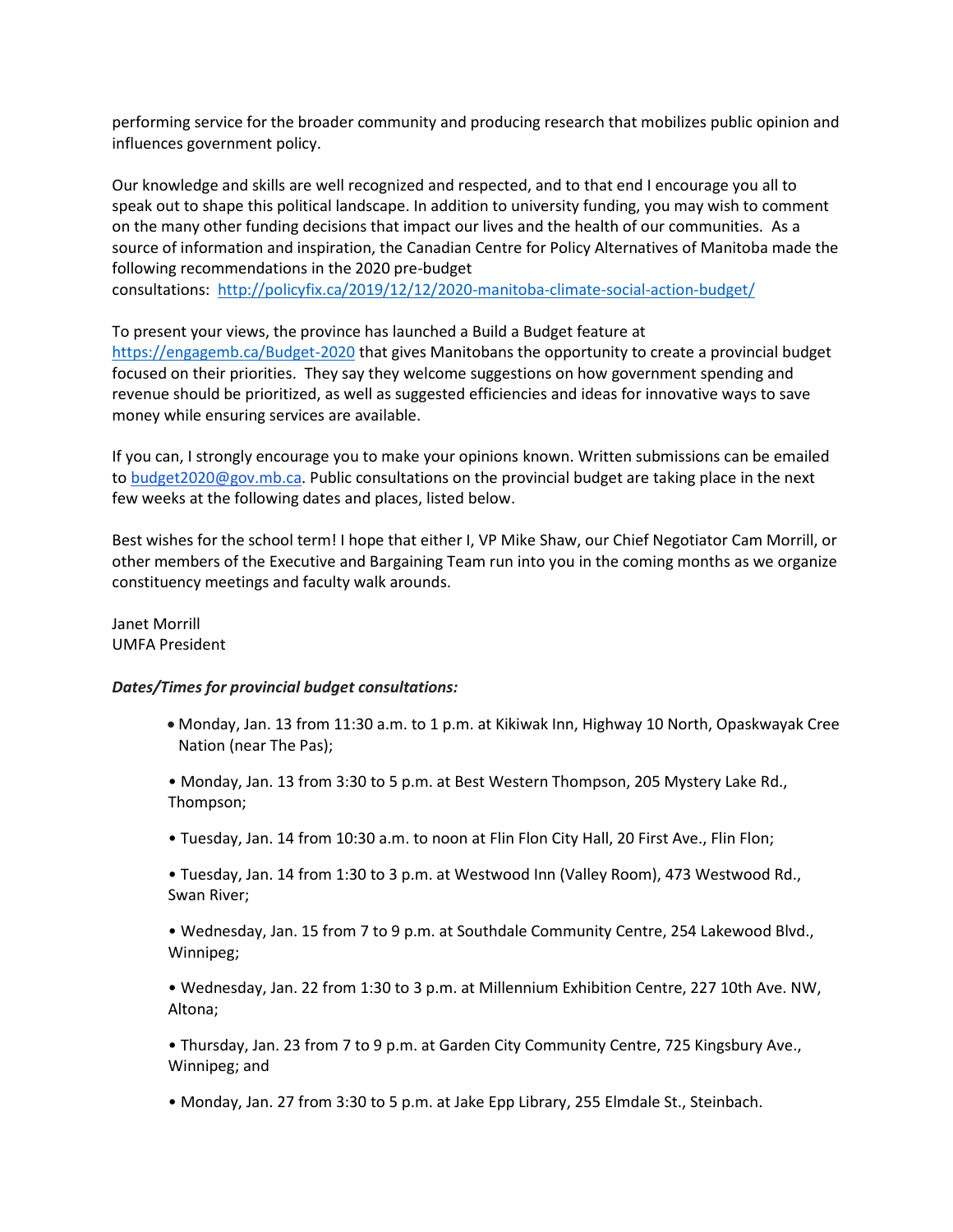performing service for the broader community and producing research that mobilizes public opinion and influences government policy.

Our knowledge and skills are well recognized and respected, and to that end I encourage you all to speak out to shape this political landscape. In addition to university funding, you may wish to comment on the many other funding decisions that impact our lives and the health of our communities. As a source of information and inspiration, the Canadian Centre for Policy Alternatives of Manitoba made the following recommendations in the 2020 pre-budget consultations: http://policyfix.ca/2019/12/12/2020-manitoba-climate-social-action-budget/

To present your views, the province has launched a Build a Budget feature at https://engagemb.ca/Budget-2020 that gives Manitobans the opportunity to create a provincial budget focused on their priorities. They say they welcome suggestions on how government spending and revenue should be prioritized, as well as suggested efficiencies and ideas for innovative ways to save money while ensuring services are available.

If you can, I strongly encourage you to make your opinions known. Written submissions can be emailed to budget2020@gov.mb.ca. Public consultations on the provincial budget are taking place in the next few weeks at the following dates and places, listed below.

Best wishes for the school term! I hope that either I, VP Mike Shaw, our Chief Negotiator Cam Morrill, or other members of the Executive and Bargaining Team run into you in the coming months as we organize constituency meetings and faculty walk arounds.

Janet Morrill
UMFA President

***Dates/Times for provincial budget consultations:***

- Monday, Jan. 13 from 11:30 a.m. to 1 p.m. at Kikiwak Inn, Highway 10 North, Opaskwayak Cree Nation (near The Pas);
- Monday, Jan. 13 from 3:30 to 5 p.m. at Best Western Thompson, 205 Mystery Lake Rd., Thompson;
- Tuesday, Jan. 14 from 10:30 a.m. to noon at Flin Flon City Hall, 20 First Ave., Flin Flon;
- Tuesday, Jan. 14 from 1:30 to 3 p.m. at Westwood Inn (Valley Room), 473 Westwood Rd., Swan River;
- Wednesday, Jan. 15 from 7 to 9 p.m. at Southdale Community Centre, 254 Lakewood Blvd., Winnipeg;
- Wednesday, Jan. 22 from 1:30 to 3 p.m. at Millennium Exhibition Centre, 227 10th Ave. NW, Altona;
- Thursday, Jan. 23 from 7 to 9 p.m. at Garden City Community Centre, 725 Kingsbury Ave., Winnipeg; and
- Monday, Jan. 27 from 3:30 to 5 p.m. at Jake Epp Library, 255 Elmdale St., Steinbach.